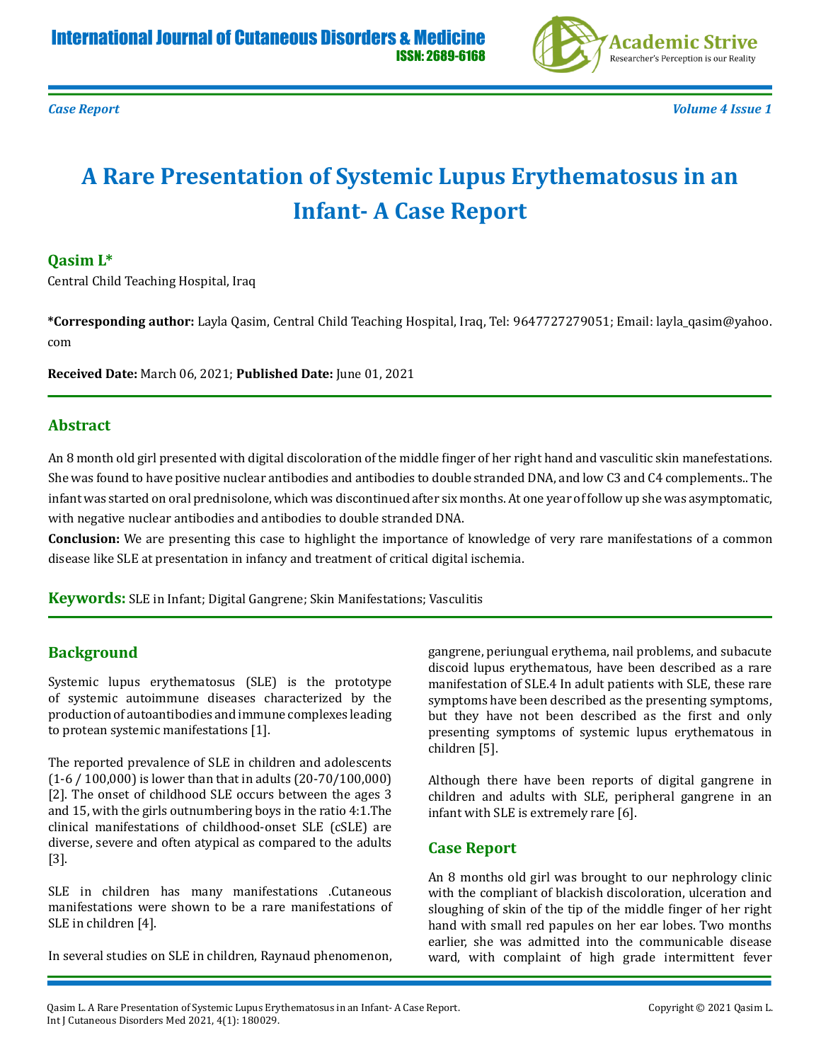Case Report

# A Rare Presentation of Systemic Lupus Erythematosus in an Infant- A Case Report

**Qasim L***

Central Child Teaching Hospital, Iraq

***Corresponding author:** Layla Qasim, Central Child Teaching Hospital, Iraq, Tel: 9647727279051; Email: layla_qasim@yahoo.com

**Received Date:** March 06, 2021; **Published Date:** June 01, 2021

## Abstract

An 8 month old girl presented with digital discoloration of the middle finger of her right hand and vasculitic skin manefestations. She was found to have positive nuclear antibodies and antibodies to double stranded DNA, and low C3 and C4 complements.. The infant was started on oral prednisolone, which was discontinued after six months. At one year of follow up she was asymptomatic, with negative nuclear antibodies and antibodies to double stranded DNA.

**Conclusion:** We are presenting this case to highlight the importance of knowledge of very rare manifestations of a common disease like SLE at presentation in infancy and treatment of critical digital ischemia.

**Keywords:** SLE in Infant; Digital Gangrene; Skin Manifestations; Vasculitis

## Background

Systemic lupus erythematosus (SLE) is the prototype of systemic autoimmune diseases characterized by the production of autoantibodies and immune complexes leading to protean systemic manifestations [1].

The reported prevalence of SLE in children and adolescents (1-6 / 100,000) is lower than that in adults (20-70/100,000) [2]. The onset of childhood SLE occurs between the ages 3 and 15, with the girls outnumbering boys in the ratio 4:1.The clinical manifestations of childhood-onset SLE (cSLE) are diverse, severe and often atypical as compared to the adults [3].

SLE in children has many manifestations .Cutaneous manifestations were shown to be a rare manifestations of SLE in children [4].

In several studies on SLE in children, Raynaud phenomenon, gangrene, periungual erythema, nail problems, and subacute discoid lupus erythematous, have been described as a rare manifestation of SLE.4 In adult patients with SLE, these rare symptoms have been described as the presenting symptoms, but they have not been described as the first and only presenting symptoms of systemic lupus erythematous in children [5].

Although there have been reports of digital gangrene in children and adults with SLE, peripheral gangrene in an infant with SLE is extremely rare [6].

## Case Report

An 8 months old girl was brought to our nephrology clinic with the compliant of blackish discoloration, ulceration and sloughing of skin of the tip of the middle finger of her right hand with small red papules on her ear lobes. Two months earlier, she was admitted into the communicable disease ward, with complaint of high grade intermittent fever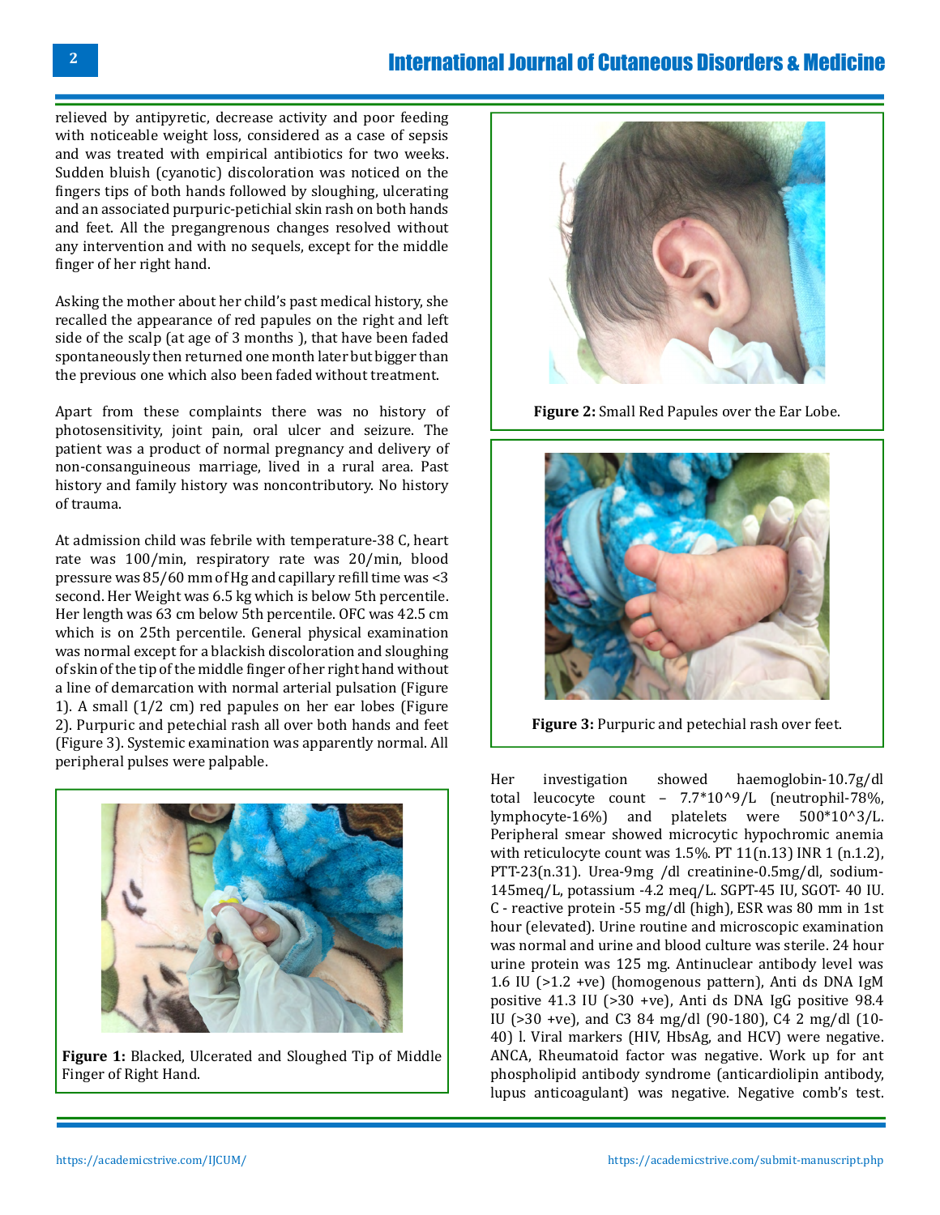relieved by antipyretic, decrease activity and poor feeding with noticeable weight loss, considered as a case of sepsis and was treated with empirical antibiotics for two weeks. Sudden bluish (cyanotic) discoloration was noticed on the fingers tips of both hands followed by sloughing, ulcerating and an associated purpuric-petichial skin rash on both hands and feet. All the pregangrenous changes resolved without any intervention and with no sequels, except for the middle finger of her right hand.

Asking the mother about her child's past medical history, she recalled the appearance of red papules on the right and left side of the scalp (at age of 3 months ), that have been faded spontaneously then returned one month later but bigger than the previous one which also been faded without treatment.

Apart from these complaints there was no history of photosensitivity, joint pain, oral ulcer and seizure. The patient was a product of normal pregnancy and delivery of non-consanguineous marriage, lived in a rural area. Past history and family history was noncontributory. No history of trauma.

At admission child was febrile with temperature-38 C, heart rate was 100/min, respiratory rate was 20/min, blood pressure was 85/60 mm of Hg and capillary refill time was <3 second. Her Weight was 6.5 kg which is below 5th percentile. Her length was 63 cm below 5th percentile. OFC was 42.5 cm which is on 25th percentile. General physical examination was normal except for a blackish discoloration and sloughing of skin of the tip of the middle finger of her right hand without a line of demarcation with normal arterial pulsation (Figure 1). A small (1/2 cm) red papules on her ear lobes (Figure 2). Purpuric and petechial rash all over both hands and feet (Figure 3). Systemic examination was apparently normal. All peripheral pulses were palpable.

**Figure 1:** Blacked, Ulcerated and Sloughed Tip of Middle Finger of Right Hand.

**Figure 2:** Small Red Papules over the Ear Lobe.

**Figure 3:** Purpuric and petechial rash over feet.

Her investigation showed haemoglobin-10.7g/dl total leucocyte count – 7.7*10^9/L (neutrophil-78%, lymphocyte-16%) and platelets were 500*10^3/L. Peripheral smear showed microcytic hypochromic anemia with reticulocyte count was 1.5%. PT 11(n.13) INR 1 (n.1.2), PTT-23(n.31). Urea-9mg /dl creatinine-0.5mg/dl, sodium-145meq/L, potassium -4.2 meq/L. SGPT-45 IU, SGOT- 40 IU. C - reactive protein -55 mg/dl (high), ESR was 80 mm in 1st hour (elevated). Urine routine and microscopic examination was normal and urine and blood culture was sterile. 24 hour urine protein was 125 mg. Antinuclear antibody level was 1.6 IU (>1.2 +ve) (homogenous pattern), Anti ds DNA IgM positive 41.3 IU (>30 +ve), Anti ds DNA IgG positive 98.4 IU (>30 +ve), and C3 84 mg/dl (90-180), C4 2 mg/dl (10-40) l. Viral markers (HIV, HbsAg, and HCV) were negative. ANCA, Rheumatoid factor was negative. Work up for ant phospholipid antibody syndrome (anticardiolipin antibody, lupus anticoagulant) was negative. Negative comb's test.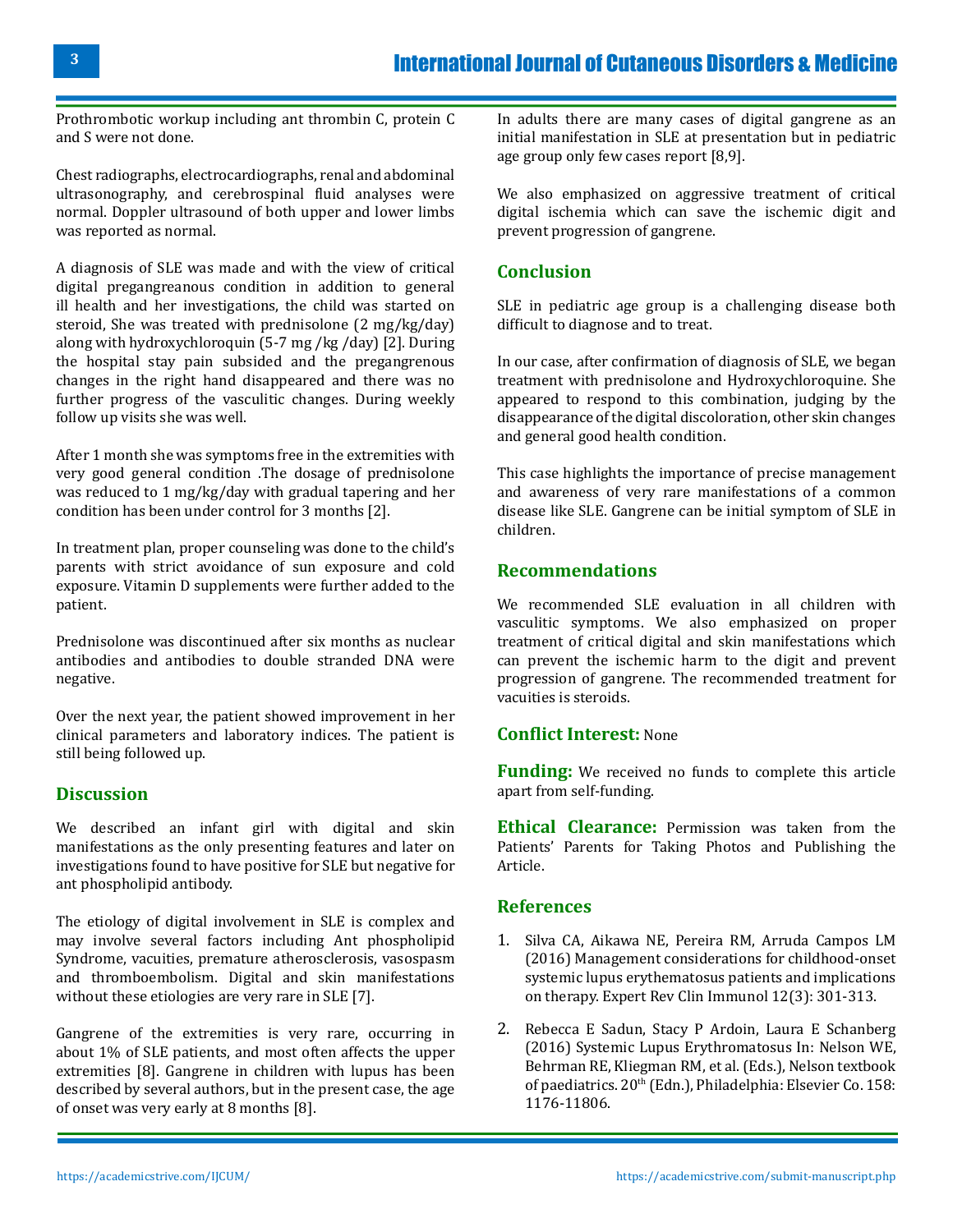Prothrombotic workup including ant thrombin C, protein C and S were not done.

Chest radiographs, electrocardiographs, renal and abdominal ultrasonography, and cerebrospinal fluid analyses were normal. Doppler ultrasound of both upper and lower limbs was reported as normal.

A diagnosis of SLE was made and with the view of critical digital pregangreanous condition in addition to general ill health and her investigations, the child was started on steroid, She was treated with prednisolone (2 mg/kg/day) along with hydroxychloroquin (5-7 mg /kg /day) [2]. During the hospital stay pain subsided and the pregangrenous changes in the right hand disappeared and there was no further progress of the vasculitic changes. During weekly follow up visits she was well.

After 1 month she was symptoms free in the extremities with very good general condition .The dosage of prednisolone was reduced to 1 mg/kg/day with gradual tapering and her condition has been under control for 3 months [2].

In treatment plan, proper counseling was done to the child's parents with strict avoidance of sun exposure and cold exposure. Vitamin D supplements were further added to the patient.

Prednisolone was discontinued after six months as nuclear antibodies and antibodies to double stranded DNA were negative.

Over the next year, the patient showed improvement in her clinical parameters and laboratory indices. The patient is still being followed up.

## Discussion

We described an infant girl with digital and skin manifestations as the only presenting features and later on investigations found to have positive for SLE but negative for ant phospholipid antibody.

The etiology of digital involvement in SLE is complex and may involve several factors including Ant phospholipid Syndrome, vacuities, premature atherosclerosis, vasospasm and thromboembolism. Digital and skin manifestations without these etiologies are very rare in SLE [7].

Gangrene of the extremities is very rare, occurring in about 1% of SLE patients, and most often affects the upper extremities [8]. Gangrene in children with lupus has been described by several authors, but in the present case, the age of onset was very early at 8 months [8].

In adults there are many cases of digital gangrene as an initial manifestation in SLE at presentation but in pediatric age group only few cases report [8,9].

We also emphasized on aggressive treatment of critical digital ischemia which can save the ischemic digit and prevent progression of gangrene.

## Conclusion

SLE in pediatric age group is a challenging disease both difficult to diagnose and to treat.

In our case, after confirmation of diagnosis of SLE, we began treatment with prednisolone and Hydroxychloroquine. She appeared to respond to this combination, judging by the disappearance of the digital discoloration, other skin changes and general good health condition.

This case highlights the importance of precise management and awareness of very rare manifestations of a common disease like SLE. Gangrene can be initial symptom of SLE in children.

## Recommendations

We recommended SLE evaluation in all children with vasculitic symptoms. We also emphasized on proper treatment of critical digital and skin manifestations which can prevent the ischemic harm to the digit and prevent progression of gangrene. The recommended treatment for vacuities is steroids.

**Conflict Interest:** None

**Funding:** We received no funds to complete this article apart from self-funding.

**Ethical Clearance:** Permission was taken from the Patients' Parents for Taking Photos and Publishing the Article.

## References

1. Silva CA, Aikawa NE, Pereira RM, Arruda Campos LM (2016) Management considerations for childhood-onset systemic lupus erythematosus patients and implications on therapy. Expert Rev Clin Immunol 12(3): 301-313.
2. Rebecca E Sadun, Stacy P Ardoin, Laura E Schanberg (2016) Systemic Lupus Erythromatosus In: Nelson WE, Behrman RE, Kliegman RM, et al. (Eds.), Nelson textbook of paediatrics. 20th (Edn.), Philadelphia: Elsevier Co. 158: 1176-11806.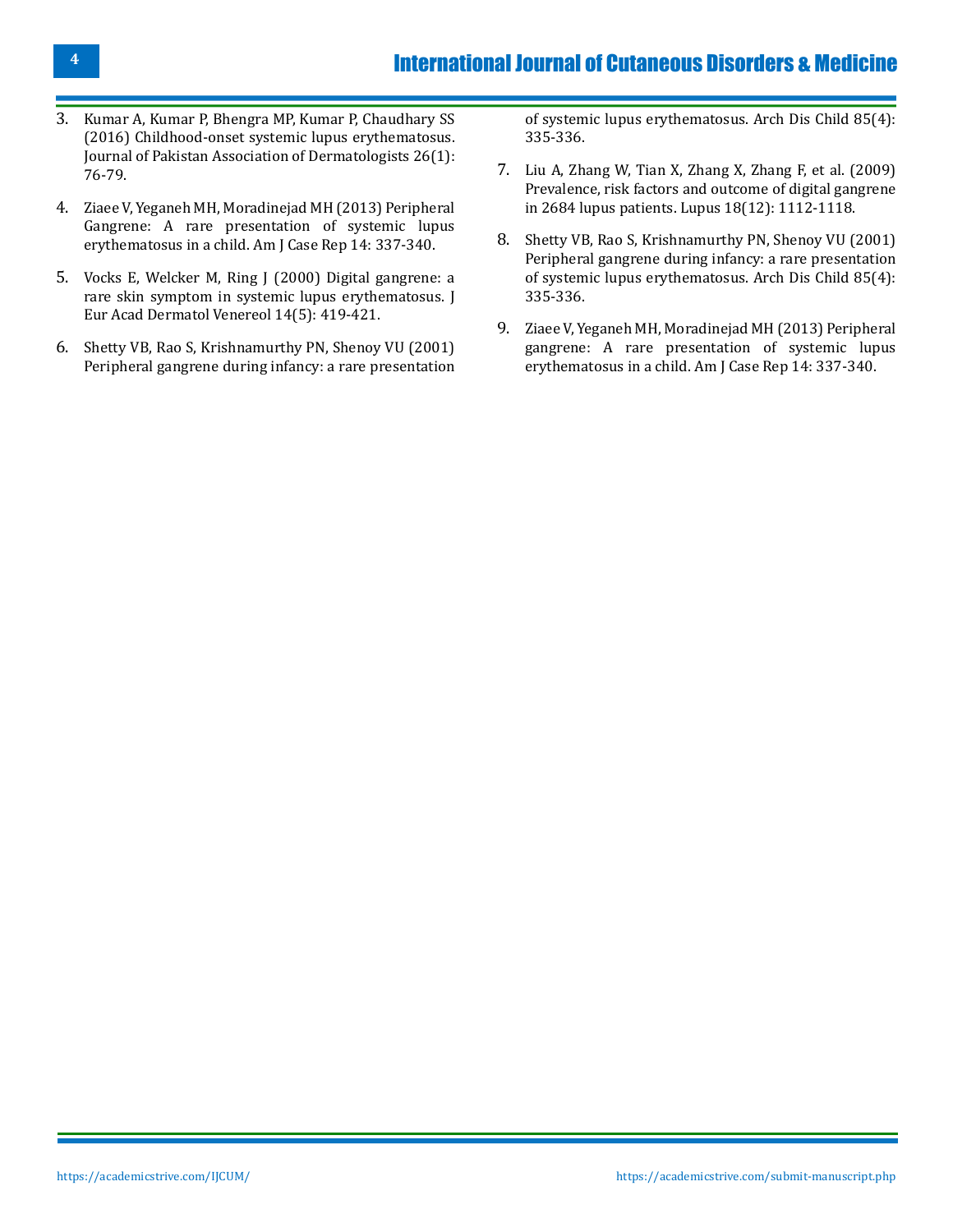3. Kumar A, Kumar P, Bhengra MP, Kumar P, Chaudhary SS (2016) Childhood-onset systemic lupus erythematosus. Journal of Pakistan Association of Dermatologists 26(1): 76-79.

4. Ziaee V, Yeganeh MH, Moradinejad MH (2013) Peripheral Gangrene: A rare presentation of systemic lupus erythematosus in a child. Am J Case Rep 14: 337-340.

5. Vocks E, Welcker M, Ring J (2000) Digital gangrene: a rare skin symptom in systemic lupus erythematosus. J Eur Acad Dermatol Venereol 14(5): 419-421.

6. Shetty VB, Rao S, Krishnamurthy PN, Shenoy VU (2001) Peripheral gangrene during infancy: a rare presentation of systemic lupus erythematosus. Arch Dis Child 85(4): 335-336.

7. Liu A, Zhang W, Tian X, Zhang X, Zhang F, et al. (2009) Prevalence, risk factors and outcome of digital gangrene in 2684 lupus patients. Lupus 18(12): 1112-1118.

8. Shetty VB, Rao S, Krishnamurthy PN, Shenoy VU (2001) Peripheral gangrene during infancy: a rare presentation of systemic lupus erythematosus. Arch Dis Child 85(4): 335-336.

9. Ziaee V, Yeganeh MH, Moradinejad MH (2013) Peripheral gangrene: A rare presentation of systemic lupus erythematosus in a child. Am J Case Rep 14: 337-340.